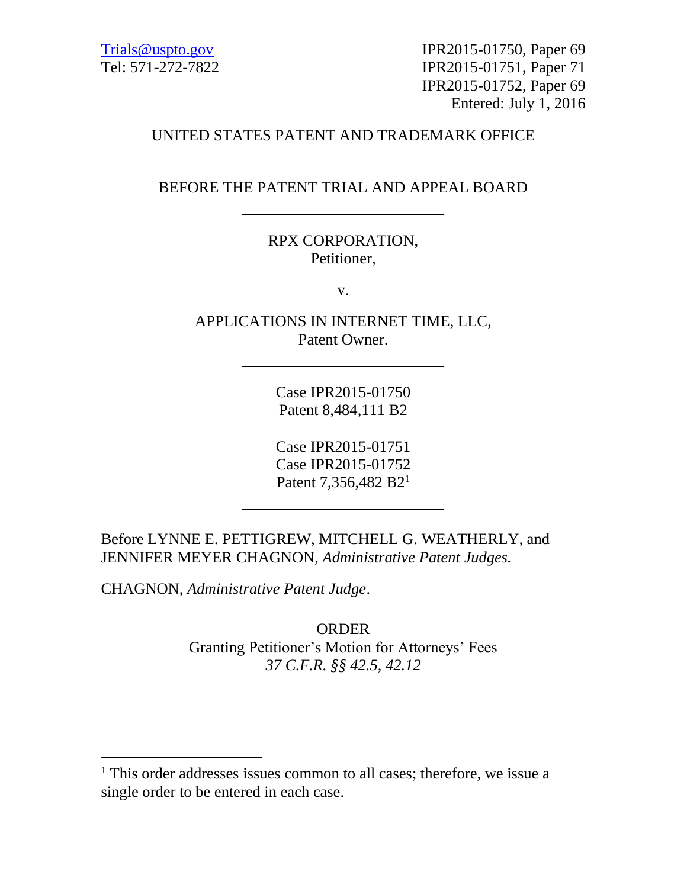Trials@uspto.gov
Tel: 571-272-7822

IPR2015-01750, Paper 69
IPR2015-01751, Paper 71
IPR2015-01752, Paper 69
Entered: July 1, 2016

UNITED STATES PATENT AND TRADEMARK OFFICE

---

BEFORE THE PATENT TRIAL AND APPEAL BOARD

---

RPX CORPORATION,
Petitioner,

v.

APPLICATIONS IN INTERNET TIME, LLC,
Patent Owner.

---

Case IPR2015-01750
Patent 8,484,111 B2

Case IPR2015-01751
Case IPR2015-01752
Patent 7,356,482 B2[1]

---

Before LYNNE E. PETTIGREW, MITCHELL G. WEATHERLY, and JENNIFER MEYER CHAGNON, *Administrative Patent Judges.*

CHAGNON, *Administrative Patent Judge*.

ORDER
Granting Petitioner's Motion for Attorneys' Fees
*37 C.F.R. §§ 42.5, 42.12*

---

[1] This order addresses issues common to all cases; therefore, we issue a single order to be entered in each case.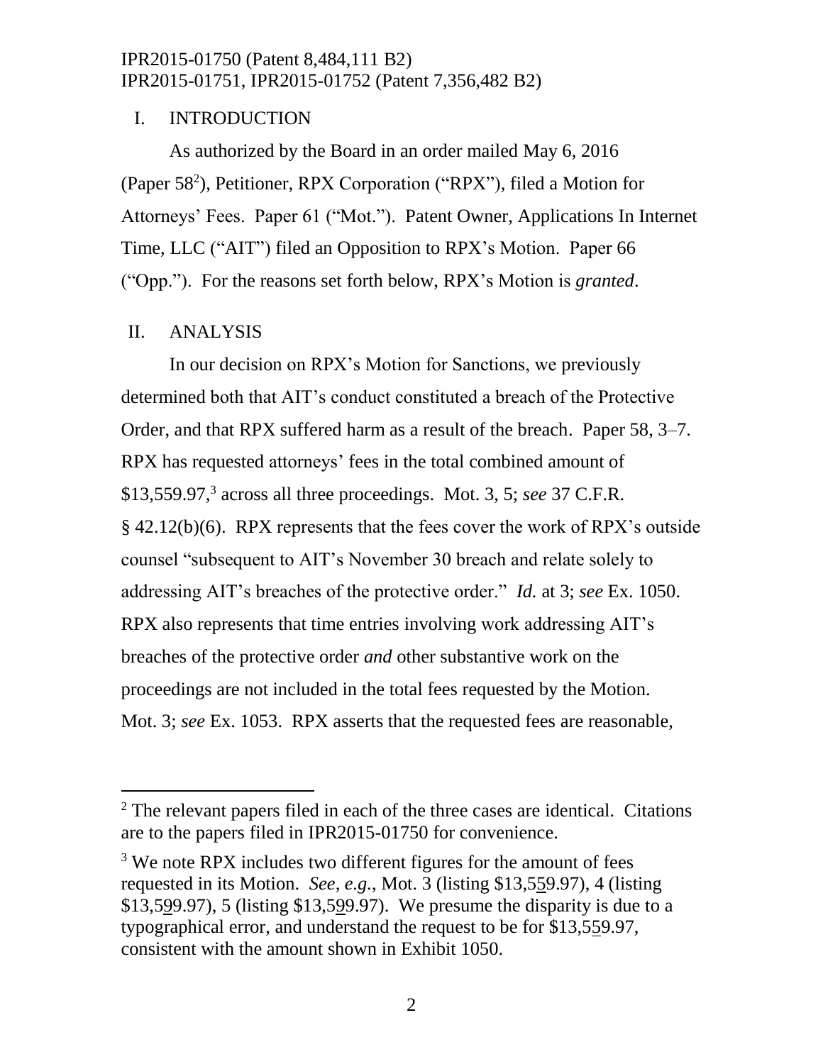## I. INTRODUCTION

As authorized by the Board in an order mailed May 6, 2016 (Paper 58[2]), Petitioner, RPX Corporation ("RPX"), filed a Motion for Attorneys' Fees. Paper 61 ("Mot."). Patent Owner, Applications In Internet Time, LLC ("AIT") filed an Opposition to RPX's Motion. Paper 66 ("Opp."). For the reasons set forth below, RPX's Motion is *granted*.

## II. ANALYSIS

In our decision on RPX's Motion for Sanctions, we previously determined both that AIT's conduct constituted a breach of the Protective Order, and that RPX suffered harm as a result of the breach. Paper 58, 3–7. RPX has requested attorneys' fees in the total combined amount of $13,559.97,[3] across all three proceedings. Mot. 3, 5; *see* 37 C.F.R. § 42.12(b)(6). RPX represents that the fees cover the work of RPX's outside counsel "subsequent to AIT's November 30 breach and relate solely to addressing AIT's breaches of the protective order." *Id.* at 3; *see* Ex. 1050. RPX also represents that time entries involving work addressing AIT's breaches of the protective order *and* other substantive work on the proceedings are not included in the total fees requested by the Motion. Mot. 3; *see* Ex. 1053. RPX asserts that the requested fees are reasonable,

---

[2] The relevant papers filed in each of the three cases are identical. Citations are to the papers filed in IPR2015-01750 for convenience.

[3] We note RPX includes two different figures for the amount of fees requested in its Motion. *See, e.g.*, Mot. 3 (listing $13,5<u>5</u>9.97), 4 (listing $13,5<u>9</u>9.97), 5 (listing $13,5<u>9</u>9.97). We presume the disparity is due to a typographical error, and understand the request to be for $13,5<u>5</u>9.97, consistent with the amount shown in Exhibit 1050.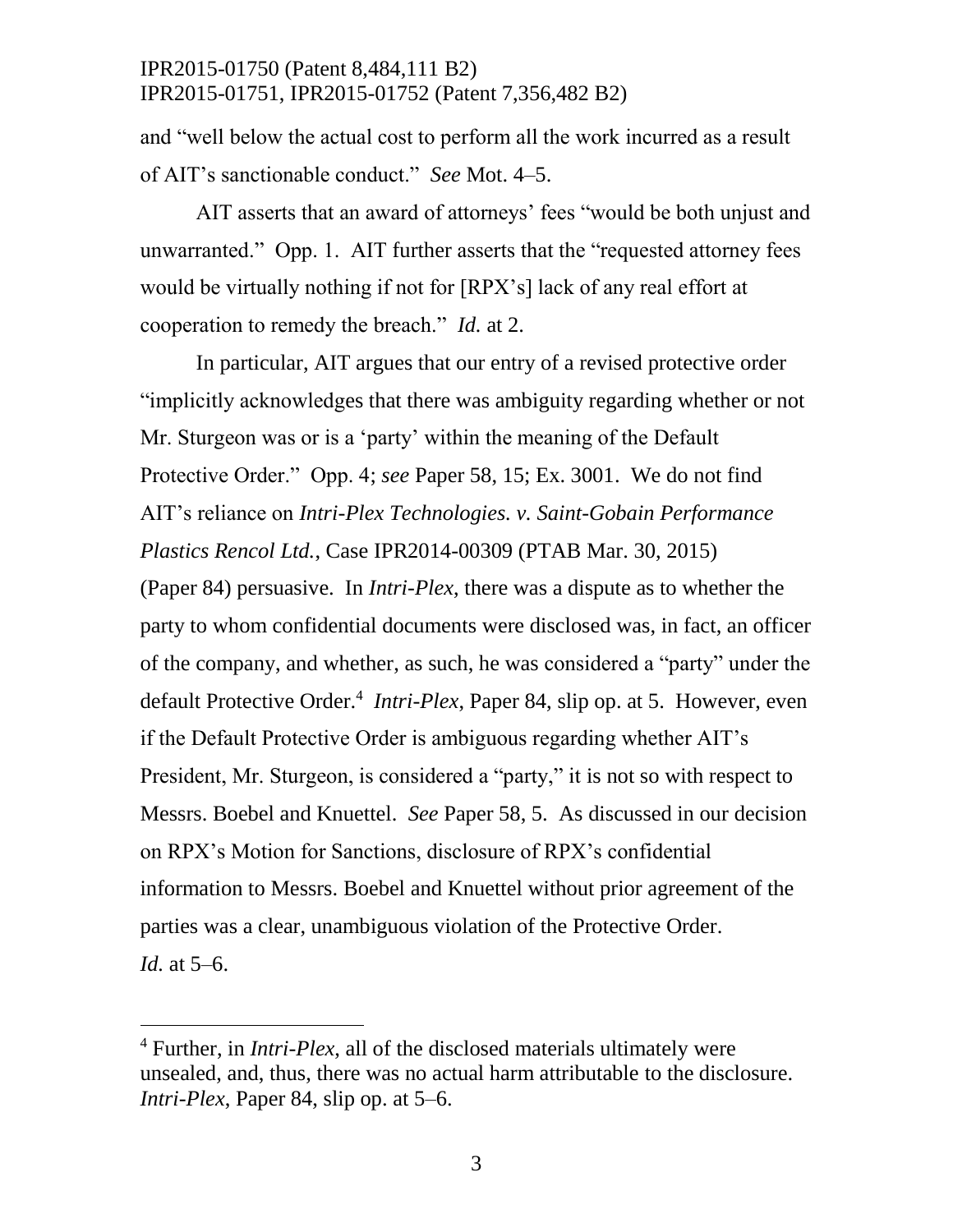and "well below the actual cost to perform all the work incurred as a result of AIT's sanctionable conduct." *See* Mot. 4–5.

AIT asserts that an award of attorneys' fees "would be both unjust and unwarranted." Opp. 1. AIT further asserts that the "requested attorney fees would be virtually nothing if not for [RPX's] lack of any real effort at cooperation to remedy the breach." *Id.* at 2.

In particular, AIT argues that our entry of a revised protective order "implicitly acknowledges that there was ambiguity regarding whether or not Mr. Sturgeon was or is a 'party' within the meaning of the Default Protective Order." Opp. 4; *see* Paper 58, 15; Ex. 3001. We do not find AIT's reliance on *Intri-Plex Technologies. v. Saint-Gobain Performance Plastics Rencol Ltd.*, Case IPR2014-00309 (PTAB Mar. 30, 2015) (Paper 84) persuasive. In *Intri-Plex*, there was a dispute as to whether the party to whom confidential documents were disclosed was, in fact, an officer of the company, and whether, as such, he was considered a "party" under the default Protective Order.[4] *Intri-Plex*, Paper 84, slip op. at 5. However, even if the Default Protective Order is ambiguous regarding whether AIT's President, Mr. Sturgeon, is considered a "party," it is not so with respect to Messrs. Boebel and Knuettel. *See* Paper 58, 5. As discussed in our decision on RPX's Motion for Sanctions, disclosure of RPX's confidential information to Messrs. Boebel and Knuettel without prior agreement of the parties was a clear, unambiguous violation of the Protective Order. *Id.* at 5–6.

---

[4] Further, in *Intri-Plex*, all of the disclosed materials ultimately were unsealed, and, thus, there was no actual harm attributable to the disclosure. *Intri-Plex*, Paper 84, slip op. at 5–6.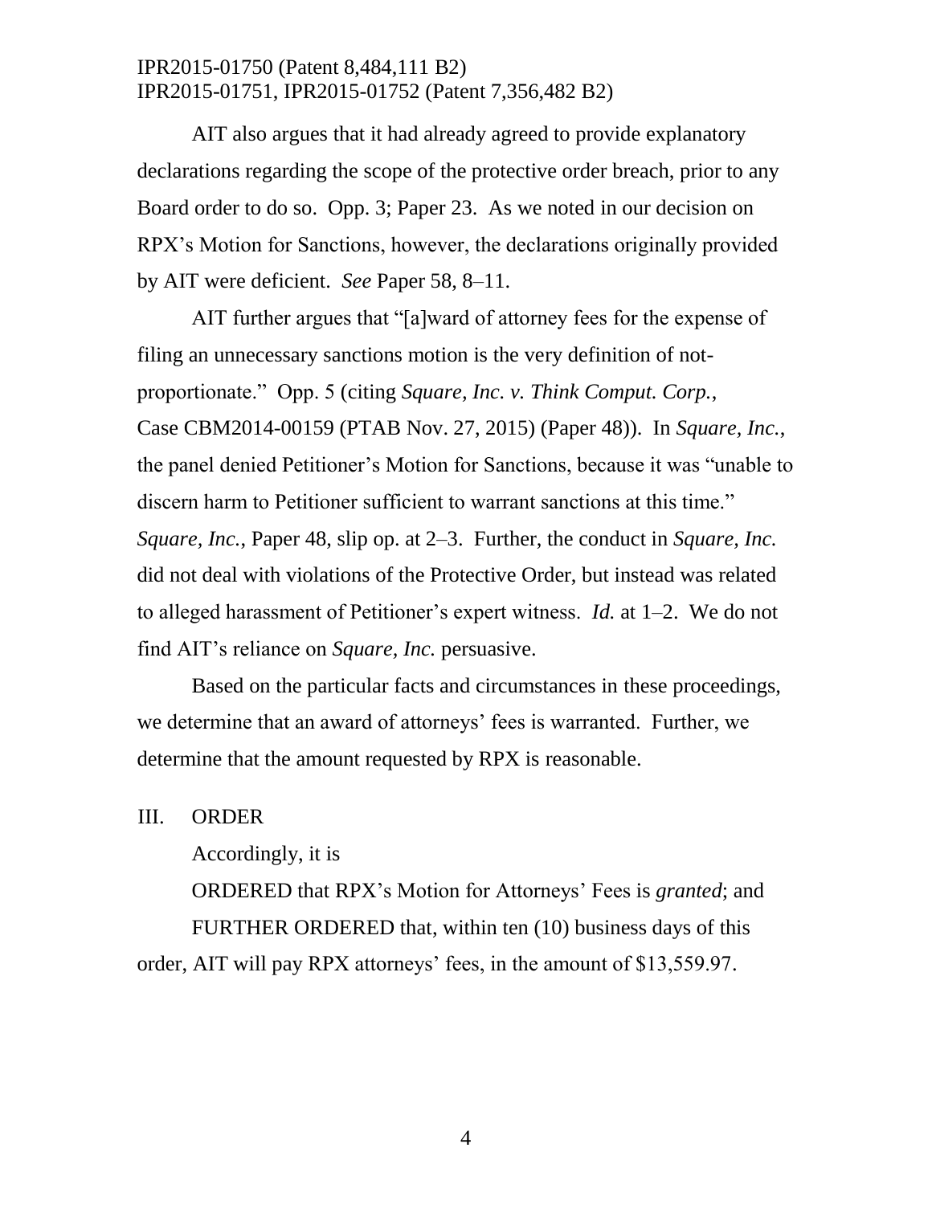AIT also argues that it had already agreed to provide explanatory declarations regarding the scope of the protective order breach, prior to any Board order to do so. Opp. 3; Paper 23. As we noted in our decision on RPX's Motion for Sanctions, however, the declarations originally provided by AIT were deficient. *See* Paper 58, 8–11.

AIT further argues that "[a]ward of attorney fees for the expense of filing an unnecessary sanctions motion is the very definition of not-proportionate." Opp. 5 (citing *Square, Inc. v. Think Comput. Corp.*, Case CBM2014-00159 (PTAB Nov. 27, 2015) (Paper 48)). In *Square, Inc.*, the panel denied Petitioner's Motion for Sanctions, because it was "unable to discern harm to Petitioner sufficient to warrant sanctions at this time." *Square, Inc.*, Paper 48, slip op. at 2–3. Further, the conduct in *Square, Inc.* did not deal with violations of the Protective Order, but instead was related to alleged harassment of Petitioner's expert witness. *Id.* at 1–2. We do not find AIT's reliance on *Square, Inc.* persuasive.

Based on the particular facts and circumstances in these proceedings, we determine that an award of attorneys' fees is warranted. Further, we determine that the amount requested by RPX is reasonable.

## III. ORDER

Accordingly, it is

ORDERED that RPX's Motion for Attorneys' Fees is *granted*; and

FURTHER ORDERED that, within ten (10) business days of this order, AIT will pay RPX attorneys' fees, in the amount of $13,559.97.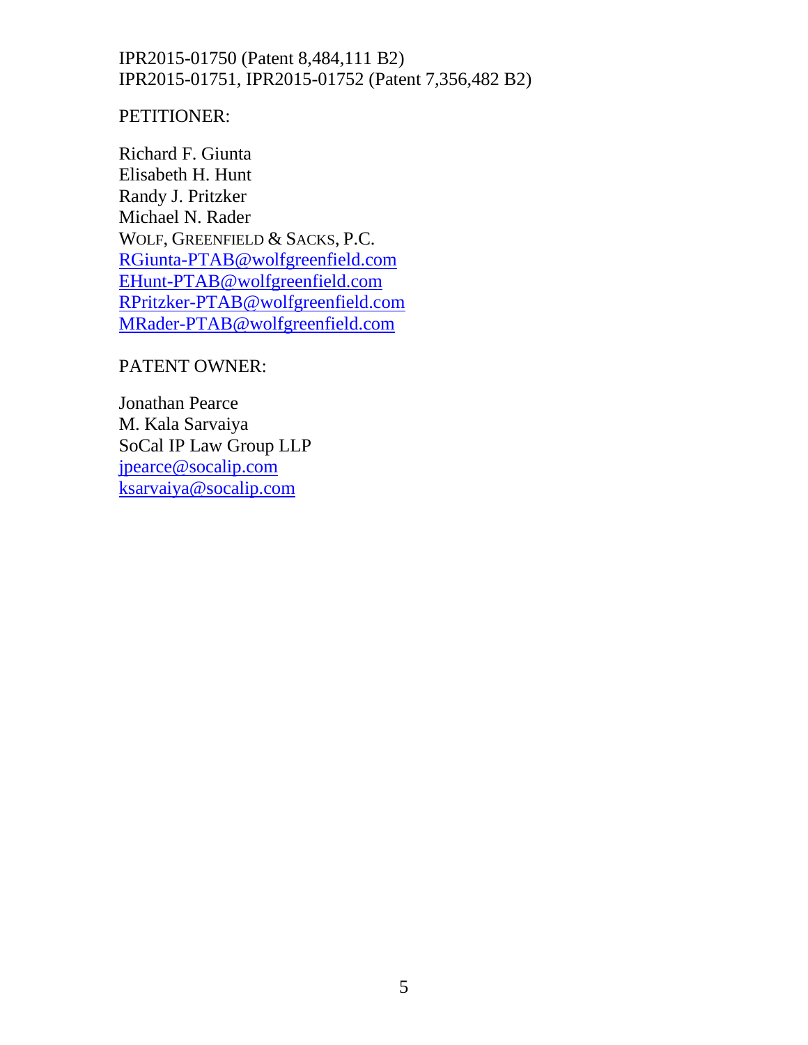IPR2015-01750 (Patent 8,484,111 B2)
IPR2015-01751, IPR2015-01752 (Patent 7,356,482 B2)

PETITIONER:

Richard F. Giunta
Elisabeth H. Hunt
Randy J. Pritzker
Michael N. Rader
WOLF, GREENFIELD & SACKS, P.C.
RGiunta-PTAB@wolfgreenfield.com
EHunt-PTAB@wolfgreenfield.com
RPritzker-PTAB@wolfgreenfield.com
MRader-PTAB@wolfgreenfield.com

PATENT OWNER:

Jonathan Pearce
M. Kala Sarvaiya
SoCal IP Law Group LLP
jpearce@socalip.com
ksarvaiya@socalip.com